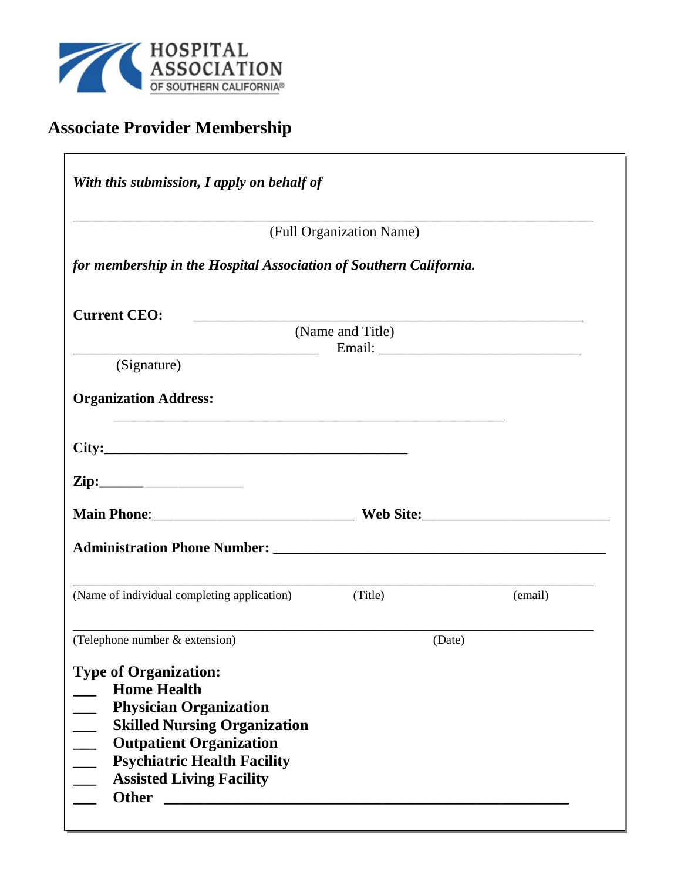HOSPITAL ASSOCIATION OF SOUTHERN CALIFORNIA®

## Associate Provider Membership

***With this submission, I apply on behalf of***

_______________________________________________________________________________

(Full Organization Name)

***for membership in the Hospital Association of Southern California.***

**Current CEO:** ___________________________________________________________

(Name and Title)

_____________________________________ Email: ______________________________

(Signature)

**Organization Address:**

___________________________________________________________

**City:**_______________________________________________

**Zip:**______________________

**Main Phone**:______________________________ **Web Site:**___________________________

**Administration Phone Number:** __________________________________________________

_______________________________________________________________________________

(Name of individual completing application) (Title) (email)

_______________________________________________________________________________

(Telephone number & extension) (Date)

**Type of Organization:**

___ **Home Health**
___ **Physician Organization**
___ **Skilled Nursing Organization**
___ **Outpatient Organization**
___ **Psychiatric Health Facility**
___ **Assisted Living Facility**
___ **Other** ____________________________________________________________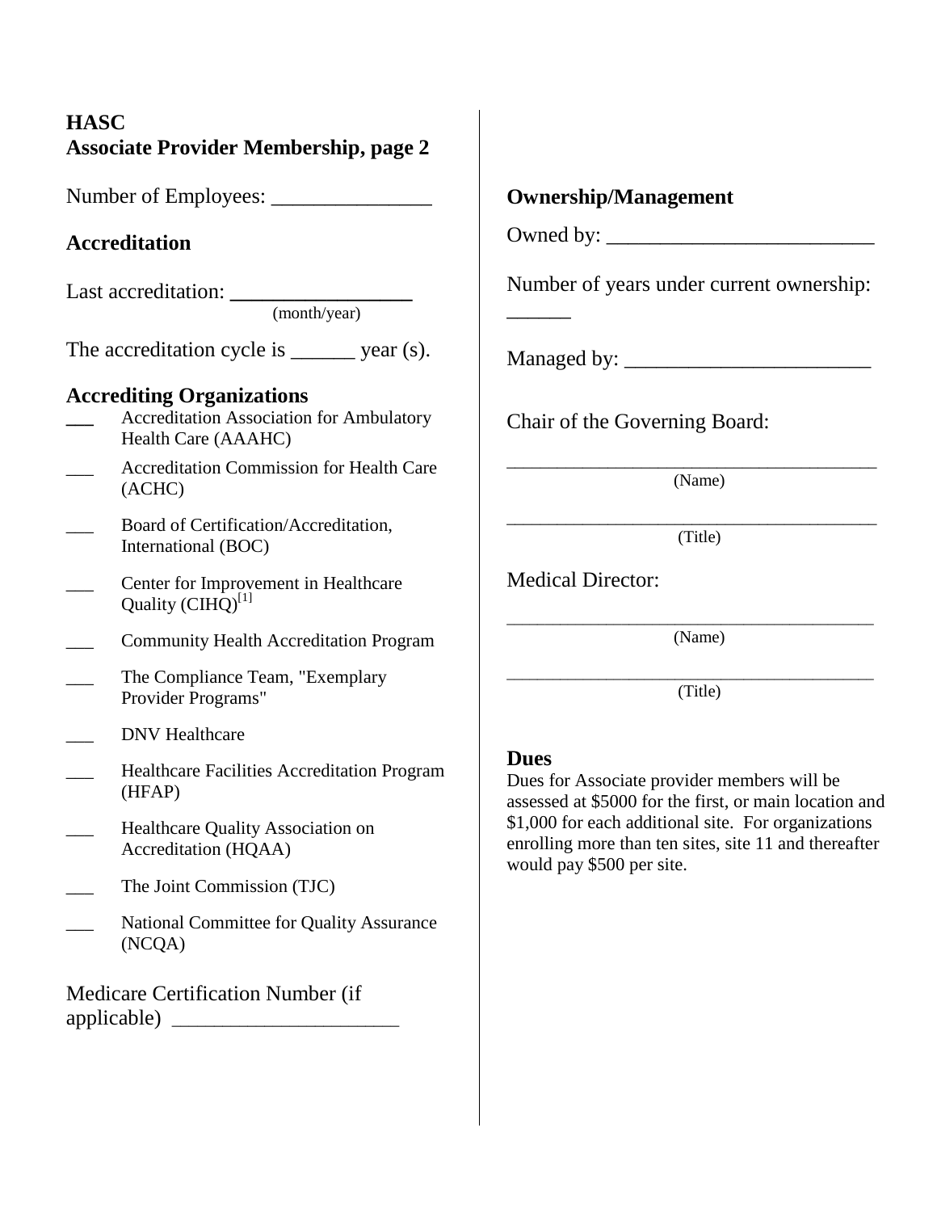**HASC**
**Associate Provider Membership, page 2**

Number of Employees: _______________

## Accreditation

Last accreditation: _________________
(month/year)

The accreditation cycle is ______ year (s).

## Accrediting Organizations

___ Accreditation Association for Ambulatory Health Care (AAAHC)

___ Accreditation Commission for Health Care (ACHC)

___ Board of Certification/Accreditation, International (BOC)

___ Center for Improvement in Healthcare Quality (CIHQ)[1]

___ Community Health Accreditation Program

___ The Compliance Team, "Exemplary Provider Programs"

___ DNV Healthcare

___ Healthcare Facilities Accreditation Program (HFAP)

___ Healthcare Quality Association on Accreditation (HQAA)

___ The Joint Commission (TJC)

___ National Committee for Quality Assurance (NCQA)

Medicare Certification Number (if applicable) ______________________

## Ownership/Management

Owned by: _________________________

Number of years under current ownership: ______

Managed by: _______________________

Chair of the Governing Board:

_________________________________________
(Name)

_________________________________________
(Title)

Medical Director:

_________________________________________
(Name)

_________________________________________
(Title)

## Dues

Dues for Associate provider members will be assessed at $5000 for the first, or main location and $1,000 for each additional site. For organizations enrolling more than ten sites, site 11 and thereafter would pay $500 per site.